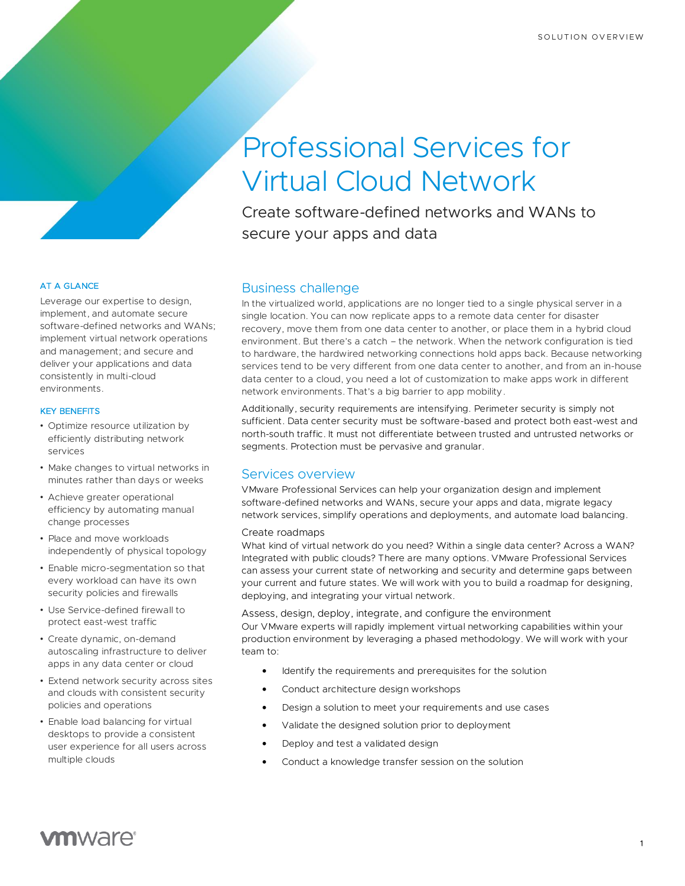SOLUTION OVERVIEW

# Professional Services for Virtual Cloud Network

Create software-defined networks and WANs to secure your apps and data

### AT A GLANCE

Leverage our expertise to design, implement, and automate secure software-defined networks and WANs; implement virtual network operations and management; and secure and deliver your applications and data consistently in multi-cloud environments.

### KEY BENEFITS

- Optimize resource utilization by efficiently distributing network services
- Make changes to virtual networks in minutes rather than days or weeks
- Achieve greater operational efficiency by automating manual change processes
- Place and move workloads independently of physical topology
- Enable micro-segmentation so that every workload can have its own security policies and firewalls
- Use Service-defined firewall to protect east-west traffic
- Create dynamic, on-demand autoscaling infrastructure to deliver apps in any data center or cloud
- Extend network security across sites and clouds with consistent security policies and operations
- Enable load balancing for virtual desktops to provide a consistent user experience for all users across multiple clouds

## Business challenge

In the virtualized world, applications are no longer tied to a single physical server in a single location. You can now replicate apps to a remote data center for disaster recovery, move them from one data center to another, or place them in a hybrid cloud environment. But there's a catch – the network. When the network configuration is tied to hardware, the hardwired networking connections hold apps back. Because networking services tend to be very different from one data center to another, and from an in-house data center to a cloud, you need a lot of customization to make apps work in different network environments. That's a big barrier to app mobility.

Additionally, security requirements are intensifying. Perimeter security is simply not sufficient. Data center security must be software-based and protect both east-west and north-south traffic. It must not differentiate between trusted and untrusted networks or segments. Protection must be pervasive and granular.

## Services overview

VMware Professional Services can help your organization design and implement software-defined networks and WANs, secure your apps and data, migrate legacy network services, simplify operations and deployments, and automate load balancing.

### Create roadmaps

What kind of virtual network do you need? Within a single data center? Across a WAN? Integrated with public clouds? There are many options. VMware Professional Services can assess your current state of networking and security and determine gaps between your current and future states. We will work with you to build a roadmap for designing, deploying, and integrating your virtual network.

### Assess, design, deploy, integrate, and configure the environment

Our VMware experts will rapidly implement virtual networking capabilities within your production environment by leveraging a phased methodology. We will work with your team to:

- Identify the requirements and prerequisites for the solution
- Conduct architecture design workshops
- Design a solution to meet your requirements and use cases
- Validate the designed solution prior to deployment
- Deploy and test a validated design
- Conduct a knowledge transfer session on the solution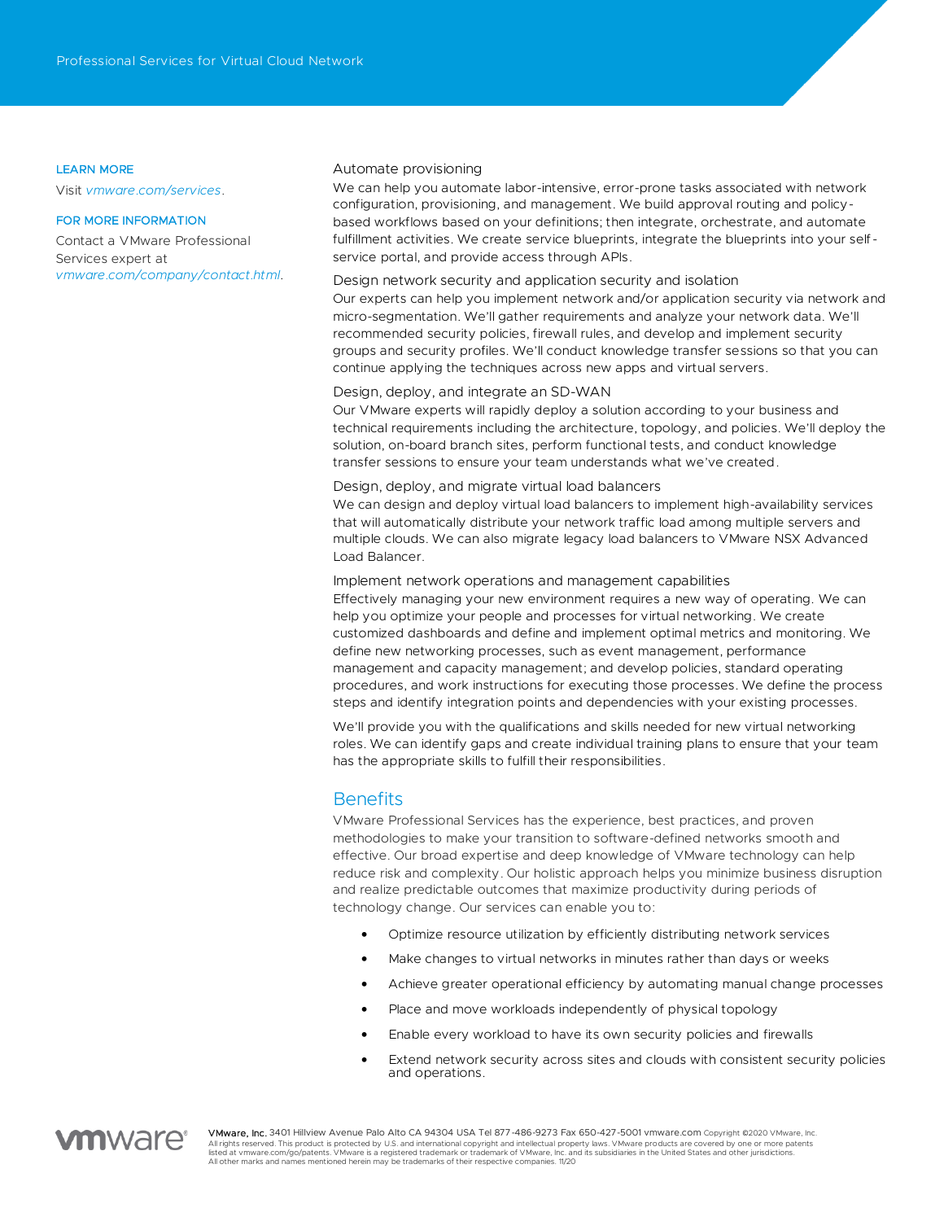**LEARN MORE**

Visit *vmware.com/services*.

**FOR MORE INFORMATION**

Contact a VMware Professional Services expert at *vmware.com/company/contact.html*.

### Automate provisioning

We can help you automate labor-intensive, error-prone tasks associated with network configuration, provisioning, and management. We build approval routing and policy-based workflows based on your definitions; then integrate, orchestrate, and automate fulfillment activities. We create service blueprints, integrate the blueprints into your self-service portal, and provide access through APIs.

### Design network security and application security and isolation

Our experts can help you implement network and/or application security via network and micro-segmentation. We'll gather requirements and analyze your network data. We'll recommended security policies, firewall rules, and develop and implement security groups and security profiles. We'll conduct knowledge transfer sessions so that you can continue applying the techniques across new apps and virtual servers.

### Design, deploy, and integrate an SD-WAN

Our VMware experts will rapidly deploy a solution according to your business and technical requirements including the architecture, topology, and policies. We'll deploy the solution, on-board branch sites, perform functional tests, and conduct knowledge transfer sessions to ensure your team understands what we've created.

### Design, deploy, and migrate virtual load balancers

We can design and deploy virtual load balancers to implement high-availability services that will automatically distribute your network traffic load among multiple servers and multiple clouds. We can also migrate legacy load balancers to VMware NSX Advanced Load Balancer.

### Implement network operations and management capabilities

Effectively managing your new environment requires a new way of operating. We can help you optimize your people and processes for virtual networking. We create customized dashboards and define and implement optimal metrics and monitoring. We define new networking processes, such as event management, performance management and capacity management; and develop policies, standard operating procedures, and work instructions for executing those processes. We define the process steps and identify integration points and dependencies with your existing processes.

We'll provide you with the qualifications and skills needed for new virtual networking roles. We can identify gaps and create individual training plans to ensure that your team has the appropriate skills to fulfill their responsibilities.

## Benefits

VMware Professional Services has the experience, best practices, and proven methodologies to make your transition to software-defined networks smooth and effective. Our broad expertise and deep knowledge of VMware technology can help reduce risk and complexity. Our holistic approach helps you minimize business disruption and realize predictable outcomes that maximize productivity during periods of technology change. Our services can enable you to:

- Optimize resource utilization by efficiently distributing network services
- Make changes to virtual networks in minutes rather than days or weeks
- Achieve greater operational efficiency by automating manual change processes
- Place and move workloads independently of physical topology
- Enable every workload to have its own security policies and firewalls
- Extend network security across sites and clouds with consistent security policies and operations.

**VMware, Inc.** 3401 Hillview Avenue Palo Alto CA 94304 USA Tel 877-486-9273 Fax 650-427-5001 vmware.com Copyright ©2020 VMware, Inc. All rights reserved. This product is protected by U.S. and international copyright and intellectual property laws. VMware products are covered by one or more patents listed at vmware.com/go/patents. VMware is a registered trademark or trademark of VMware, Inc. and its subsidiaries in the United States and other jurisdictions. All other marks and names mentioned herein may be trademarks of their respective companies. 11/20